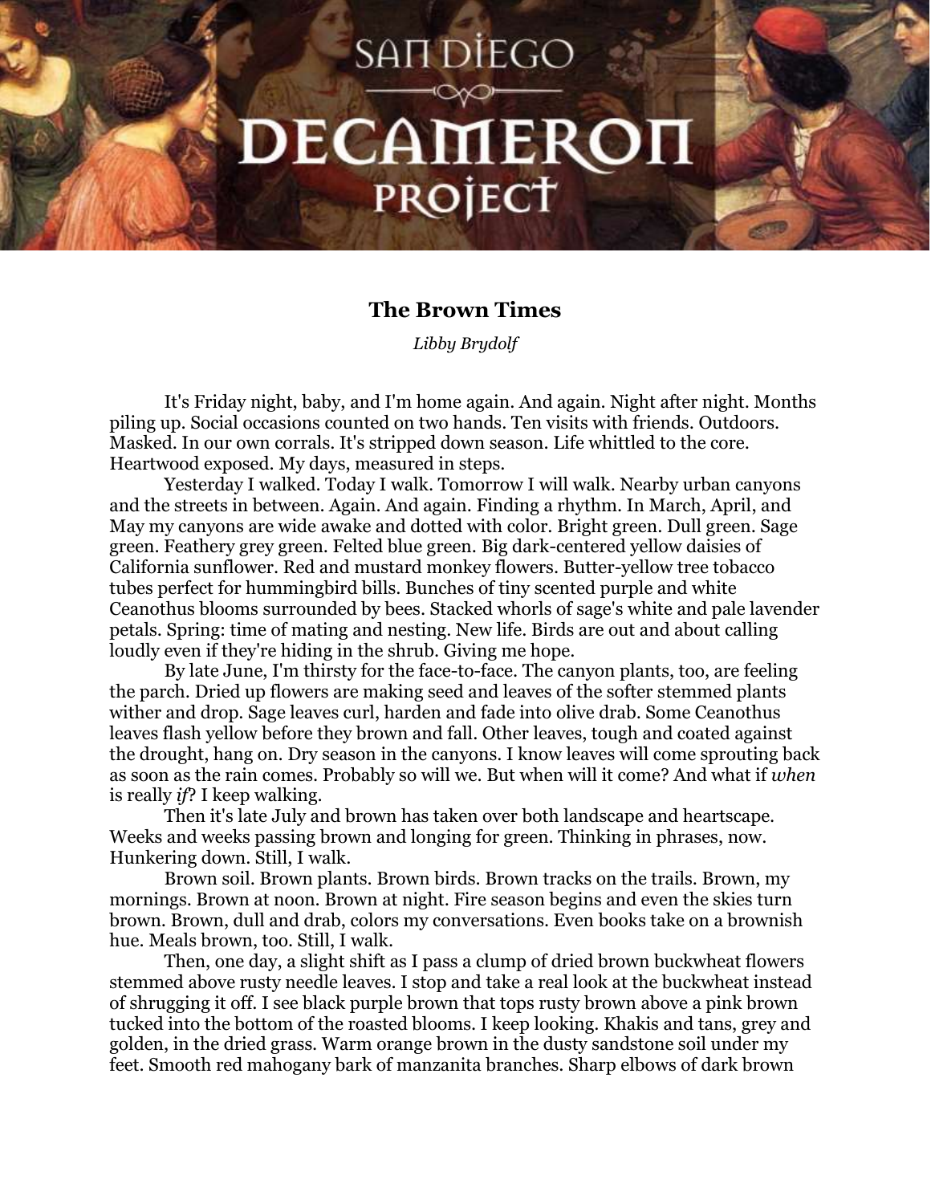# The Brown Times

*Libby Brydolf*

It's Friday night, baby, and I'm home again. And again. Night after night. Months piling up. Social occasions counted on two hands. Ten visits with friends. Outdoors. Masked. In our own corrals. It's stripped down season. Life whittled to the core. Heartwood exposed. My days, measured in steps.

Yesterday I walked. Today I walk. Tomorrow I will walk. Nearby urban canyons and the streets in between. Again. And again. Finding a rhythm. In March, April, and May my canyons are wide awake and dotted with color. Bright green. Dull green. Sage green. Feathery grey green. Felted blue green. Big dark-centered yellow daisies of California sunflower. Red and mustard monkey flowers. Butter-yellow tree tobacco tubes perfect for hummingbird bills. Bunches of tiny scented purple and white Ceanothus blooms surrounded by bees. Stacked whorls of sage's white and pale lavender petals. Spring: time of mating and nesting. New life. Birds are out and about calling loudly even if they're hiding in the shrub. Giving me hope.

By late June, I'm thirsty for the face-to-face. The canyon plants, too, are feeling the parch. Dried up flowers are making seed and leaves of the softer stemmed plants wither and drop. Sage leaves curl, harden and fade into olive drab. Some Ceanothus leaves flash yellow before they brown and fall. Other leaves, tough and coated against the drought, hang on. Dry season in the canyons. I know leaves will come sprouting back as soon as the rain comes. Probably so will we. But when will it come? And what if *when* is really *if*? I keep walking.

Then it's late July and brown has taken over both landscape and heartscape. Weeks and weeks passing brown and longing for green. Thinking in phrases, now. Hunkering down. Still, I walk.

Brown soil. Brown plants. Brown birds. Brown tracks on the trails. Brown, my mornings. Brown at noon. Brown at night. Fire season begins and even the skies turn brown. Brown, dull and drab, colors my conversations. Even books take on a brownish hue. Meals brown, too. Still, I walk.

Then, one day, a slight shift as I pass a clump of dried brown buckwheat flowers stemmed above rusty needle leaves. I stop and take a real look at the buckwheat instead of shrugging it off. I see black purple brown that tops rusty brown above a pink brown tucked into the bottom of the roasted blooms. I keep looking. Khakis and tans, grey and golden, in the dried grass. Warm orange brown in the dusty sandstone soil under my feet. Smooth red mahogany bark of manzanita branches. Sharp elbows of dark brown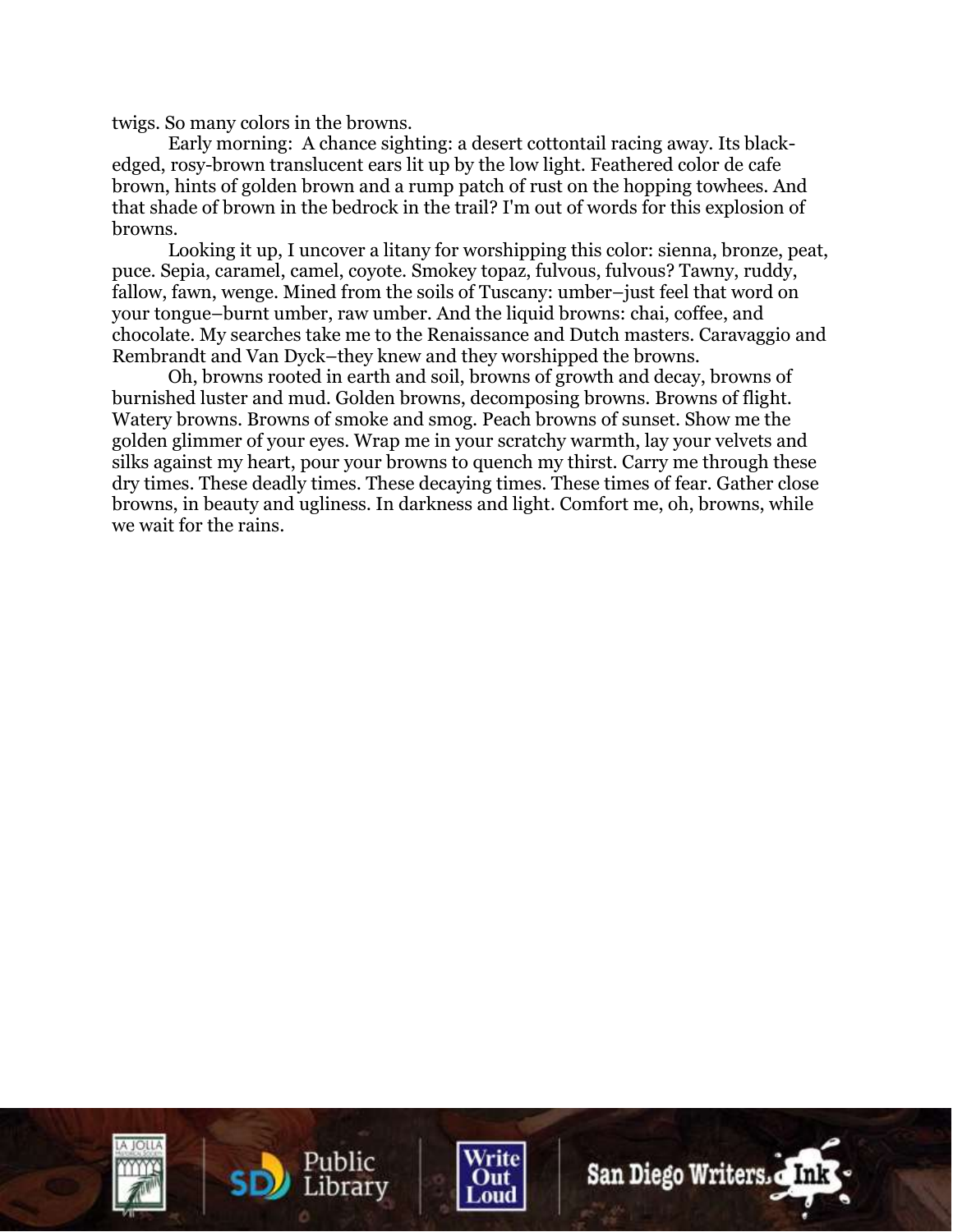twigs. So many colors in the browns.

Early morning:  A chance sighting: a desert cottontail racing away. Its black-edged, rosy-brown translucent ears lit up by the low light. Feathered color de cafe brown, hints of golden brown and a rump patch of rust on the hopping towhees. And that shade of brown in the bedrock in the trail? I'm out of words for this explosion of browns.

Looking it up, I uncover a litany for worshipping this color: sienna, bronze, peat, puce. Sepia, caramel, camel, coyote. Smokey topaz, fulvous, fulvous? Tawny, ruddy, fallow, fawn, wenge. Mined from the soils of Tuscany: umber–just feel that word on your tongue–burnt umber, raw umber. And the liquid browns: chai, coffee, and chocolate. My searches take me to the Renaissance and Dutch masters. Caravaggio and Rembrandt and Van Dyck–they knew and they worshipped the browns.

Oh, browns rooted in earth and soil, browns of growth and decay, browns of burnished luster and mud. Golden browns, decomposing browns. Browns of flight. Watery browns. Browns of smoke and smog. Peach browns of sunset. Show me the golden glimmer of your eyes. Wrap me in your scratchy warmth, lay your velvets and silks against my heart, pour your browns to quench my thirst. Carry me through these dry times. These deadly times. These decaying times. These times of fear. Gather close browns, in beauty and ugliness. In darkness and light. Comfort me, oh, browns, while we wait for the rains.